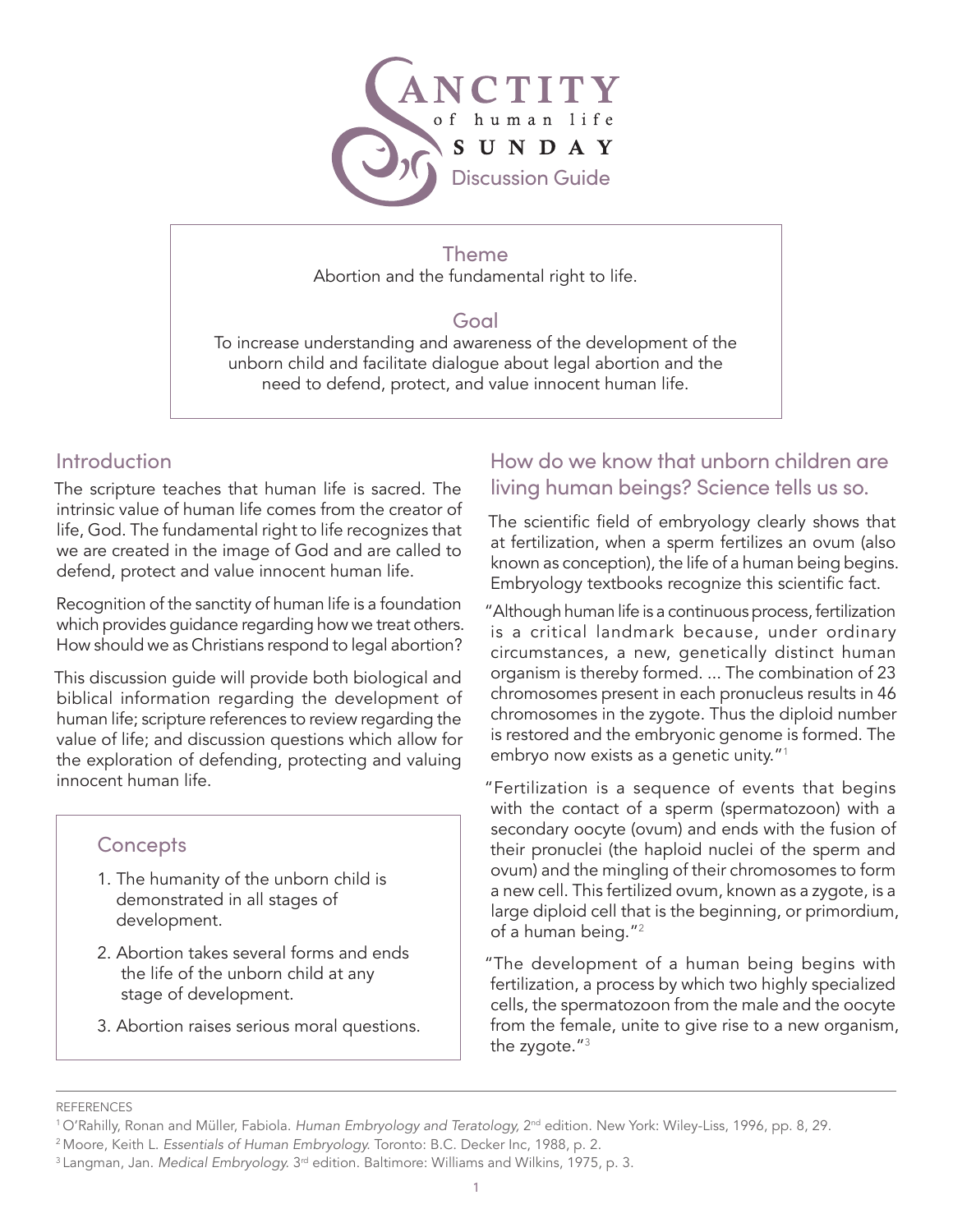# Sanctity of human life Sunday

## Discussion Guide

### Theme

Abortion and the fundamental right to life.

### Goal

To increase understanding and awareness of the development of the unborn child and facilitate dialogue about legal abortion and the need to defend, protect, and value innocent human life.

## Introduction

The scripture teaches that human life is sacred. The intrinsic value of human life comes from the creator of life, God. The fundamental right to life recognizes that we are created in the image of God and are called to defend, protect and value innocent human life.

Recognition of the sanctity of human life is a foundation which provides guidance regarding how we treat others. How should we as Christians respond to legal abortion?

This discussion guide will provide both biological and biblical information regarding the development of human life; scripture references to review regarding the value of life; and discussion questions which allow for the exploration of defending, protecting and valuing innocent human life.

### Concepts

1. The humanity of the unborn child is demonstrated in all stages of development.
2. Abortion takes several forms and ends the life of the unborn child at any stage of development.
3. Abortion raises serious moral questions.

## How do we know that unborn children are living human beings? Science tells us so.

The scientific field of embryology clearly shows that at fertilization, when a sperm fertilizes an ovum (also known as conception), the life of a human being begins. Embryology textbooks recognize this scientific fact.

"Although human life is a continuous process, fertilization is a critical landmark because, under ordinary circumstances, a new, genetically distinct human organism is thereby formed. ... The combination of 23 chromosomes present in each pronucleus results in 46 chromosomes in the zygote. Thus the diploid number is restored and the embryonic genome is formed. The embryo now exists as a genetic unity."[1]

"Fertilization is a sequence of events that begins with the contact of a sperm (spermatozoon) with a secondary oocyte (ovum) and ends with the fusion of their pronuclei (the haploid nuclei of the sperm and ovum) and the mingling of their chromosomes to form a new cell. This fertilized ovum, known as a zygote, is a large diploid cell that is the beginning, or primordium, of a human being."[2]

"The development of a human being begins with fertilization, a process by which two highly specialized cells, the spermatozoon from the male and the oocyte from the female, unite to give rise to a new organism, the zygote."[3]

---

REFERENCES

[1] O'Rahilly, Ronan and Müller, Fabiola. *Human Embryology and Teratology,* 2nd edition. New York: Wiley-Liss, 1996, pp. 8, 29.

[2] Moore, Keith L. *Essentials of Human Embryology.* Toronto: B.C. Decker Inc, 1988, p. 2.

[3] Langman, Jan. *Medical Embryology.* 3rd edition. Baltimore: Williams and Wilkins, 1975, p. 3.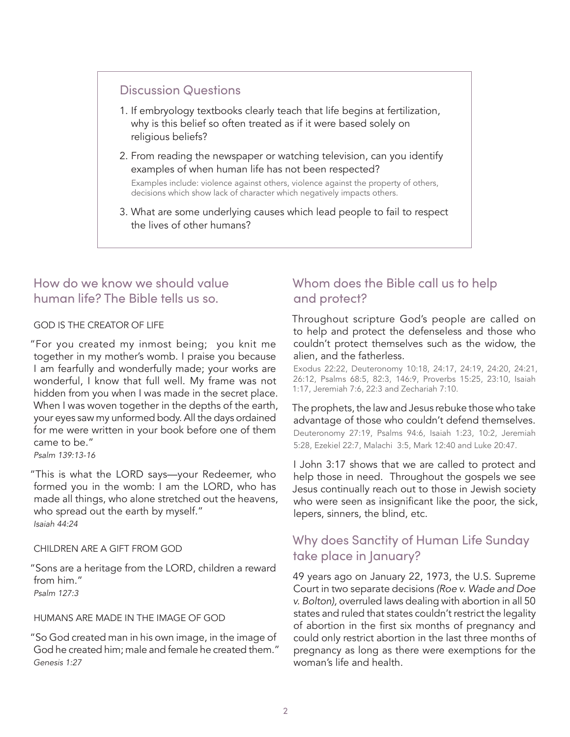## Discussion Questions

1. If embryology textbooks clearly teach that life begins at fertilization, why is this belief so often treated as if it were based solely on religious beliefs?
2. From reading the newspaper or watching television, can you identify examples of when human life has not been respected?

   Examples include: violence against others, violence against the property of others, decisions which show lack of character which negatively impacts others.
3. What are some underlying causes which lead people to fail to respect the lives of other humans?

## How do we know we should value human life? The Bible tells us so.

GOD IS THE CREATOR OF LIFE

"For you created my inmost being; you knit me together in my mother's womb. I praise you because I am fearfully and wonderfully made; your works are wonderful, I know that full well. My frame was not hidden from you when I was made in the secret place. When I was woven together in the depths of the earth, your eyes saw my unformed body. All the days ordained for me were written in your book before one of them came to be."
*Psalm 139:13-16*

"This is what the LORD says—your Redeemer, who formed you in the womb: I am the LORD, who has made all things, who alone stretched out the heavens, who spread out the earth by myself."
*Isaiah 44:24*

CHILDREN ARE A GIFT FROM GOD

"Sons are a heritage from the LORD, children a reward from him."
*Psalm 127:3*

HUMANS ARE MADE IN THE IMAGE OF GOD

"So God created man in his own image, in the image of God he created him; male and female he created them."
*Genesis 1:27*

## Whom does the Bible call us to help and protect?

Throughout scripture God's people are called on to help and protect the defenseless and those who couldn't protect themselves such as the widow, the alien, and the fatherless.

Exodus 22:22, Deuteronomy 10:18, 24:17, 24:19, 24:20, 24:21, 26:12, Psalms 68:5, 82:3, 146:9, Proverbs 15:25, 23:10, Isaiah 1:17, Jeremiah 7:6, 22:3 and Zechariah 7:10.

The prophets, the law and Jesus rebuke those who take advantage of those who couldn't defend themselves.

Deuteronomy 27:19, Psalms 94:6, Isaiah 1:23, 10:2, Jeremiah 5:28, Ezekiel 22:7, Malachi 3:5, Mark 12:40 and Luke 20:47.

I John 3:17 shows that we are called to protect and help those in need. Throughout the gospels we see Jesus continually reach out to those in Jewish society who were seen as insignificant like the poor, the sick, lepers, sinners, the blind, etc.

## Why does Sanctity of Human Life Sunday take place in January?

49 years ago on January 22, 1973, the U.S. Supreme Court in two separate decisions *(Roe v. Wade and Doe v. Bolton),* overruled laws dealing with abortion in all 50 states and ruled that states couldn't restrict the legality of abortion in the first six months of pregnancy and could only restrict abortion in the last three months of pregnancy as long as there were exemptions for the woman's life and health.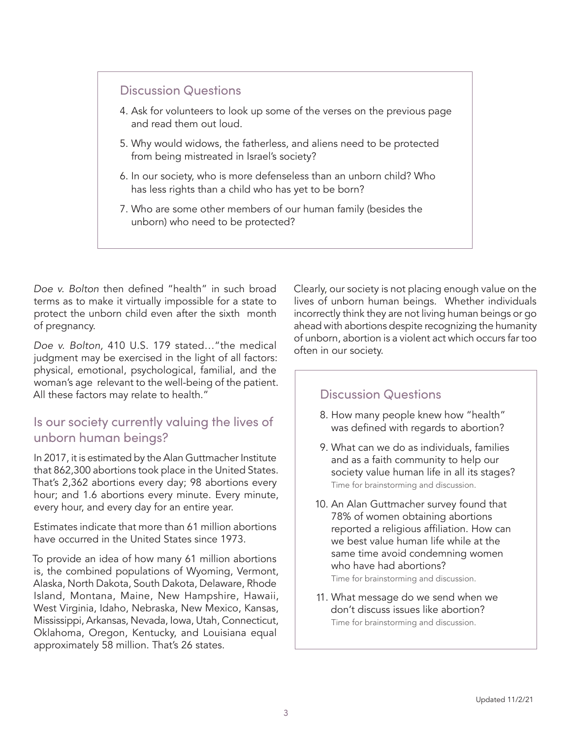### Discussion Questions

4. Ask for volunteers to look up some of the verses on the previous page and read them out loud.
5. Why would widows, the fatherless, and aliens need to be protected from being mistreated in Israel's society?
6. In our society, who is more defenseless than an unborn child? Who has less rights than a child who has yet to be born?
7. Who are some other members of our human family (besides the unborn) who need to be protected?

*Doe v. Bolton* then defined "health" in such broad terms as to make it virtually impossible for a state to protect the unborn child even after the sixth month of pregnancy.

*Doe v. Bolton,* 410 U.S. 179 stated…"the medical judgment may be exercised in the light of all factors: physical, emotional, psychological, familial, and the woman's age relevant to the well-being of the patient. All these factors may relate to health."

## Is our society currently valuing the lives of unborn human beings?

In 2017, it is estimated by the Alan Guttmacher Institute that 862,300 abortions took place in the United States. That's 2,362 abortions every day; 98 abortions every hour; and 1.6 abortions every minute. Every minute, every hour, and every day for an entire year.

Estimates indicate that more than 61 million abortions have occurred in the United States since 1973.

To provide an idea of how many 61 million abortions is, the combined populations of Wyoming, Vermont, Alaska, North Dakota, South Dakota, Delaware, Rhode Island, Montana, Maine, New Hampshire, Hawaii, West Virginia, Idaho, Nebraska, New Mexico, Kansas, Mississippi, Arkansas, Nevada, Iowa, Utah, Connecticut, Oklahoma, Oregon, Kentucky, and Louisiana equal approximately 58 million. That's 26 states.

Clearly, our society is not placing enough value on the lives of unborn human beings. Whether individuals incorrectly think they are not living human beings or go ahead with abortions despite recognizing the humanity of unborn, abortion is a violent act which occurs far too often in our society.

### Discussion Questions

8. How many people knew how "health" was defined with regards to abortion?
9. What can we do as individuals, families and as a faith community to help our society value human life in all its stages?
   Time for brainstorming and discussion.
10. An Alan Guttmacher survey found that 78% of women obtaining abortions reported a religious affiliation. How can we best value human life while at the same time avoid condemning women who have had abortions?
    Time for brainstorming and discussion.
11. What message do we send when we don't discuss issues like abortion?
    Time for brainstorming and discussion.

Updated 11/2/21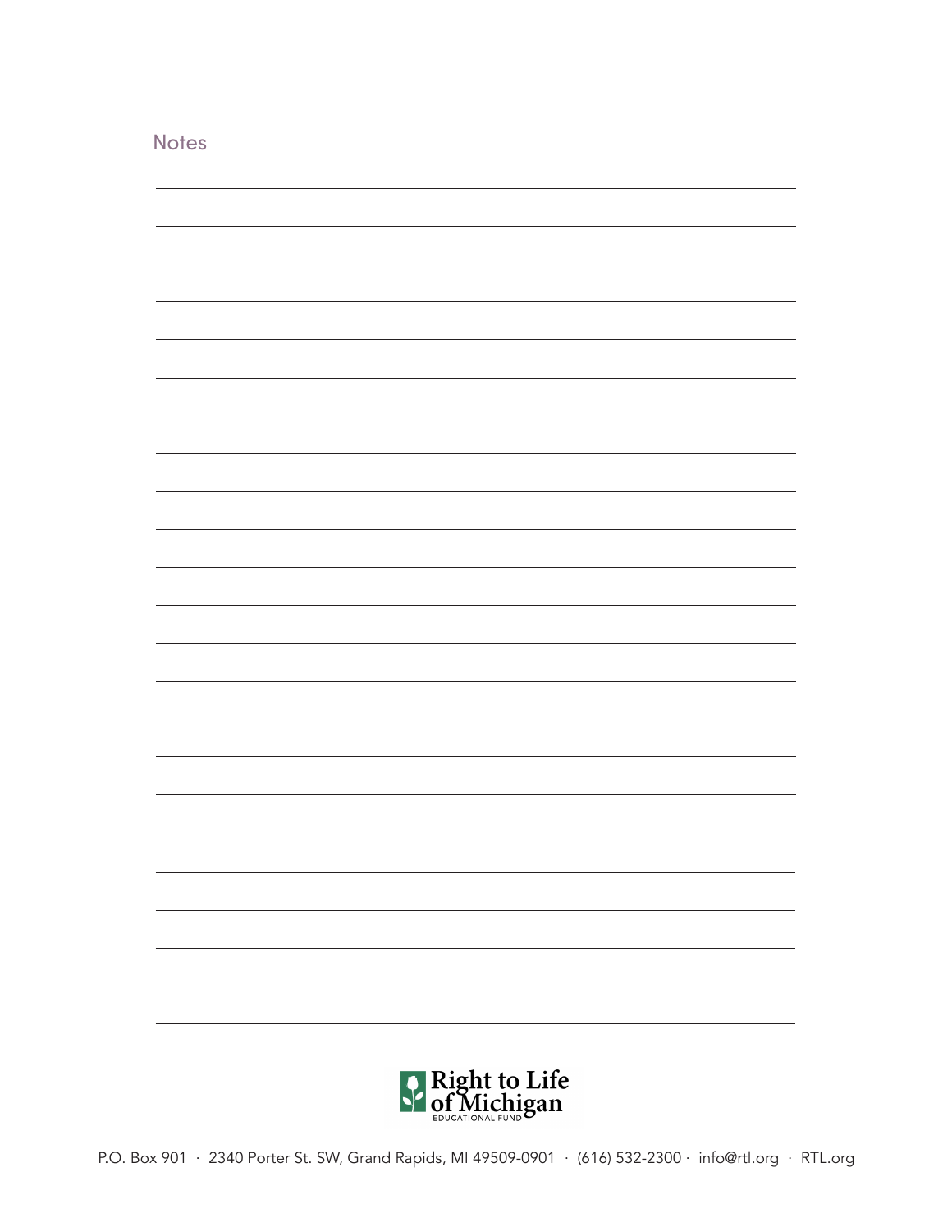## Notes

Right to Life of Michigan
EDUCATIONAL FUND

P.O. Box 901 · 2340 Porter St. SW, Grand Rapids, MI 49509-0901 · (616) 532-2300 · info@rtl.org · RTL.org